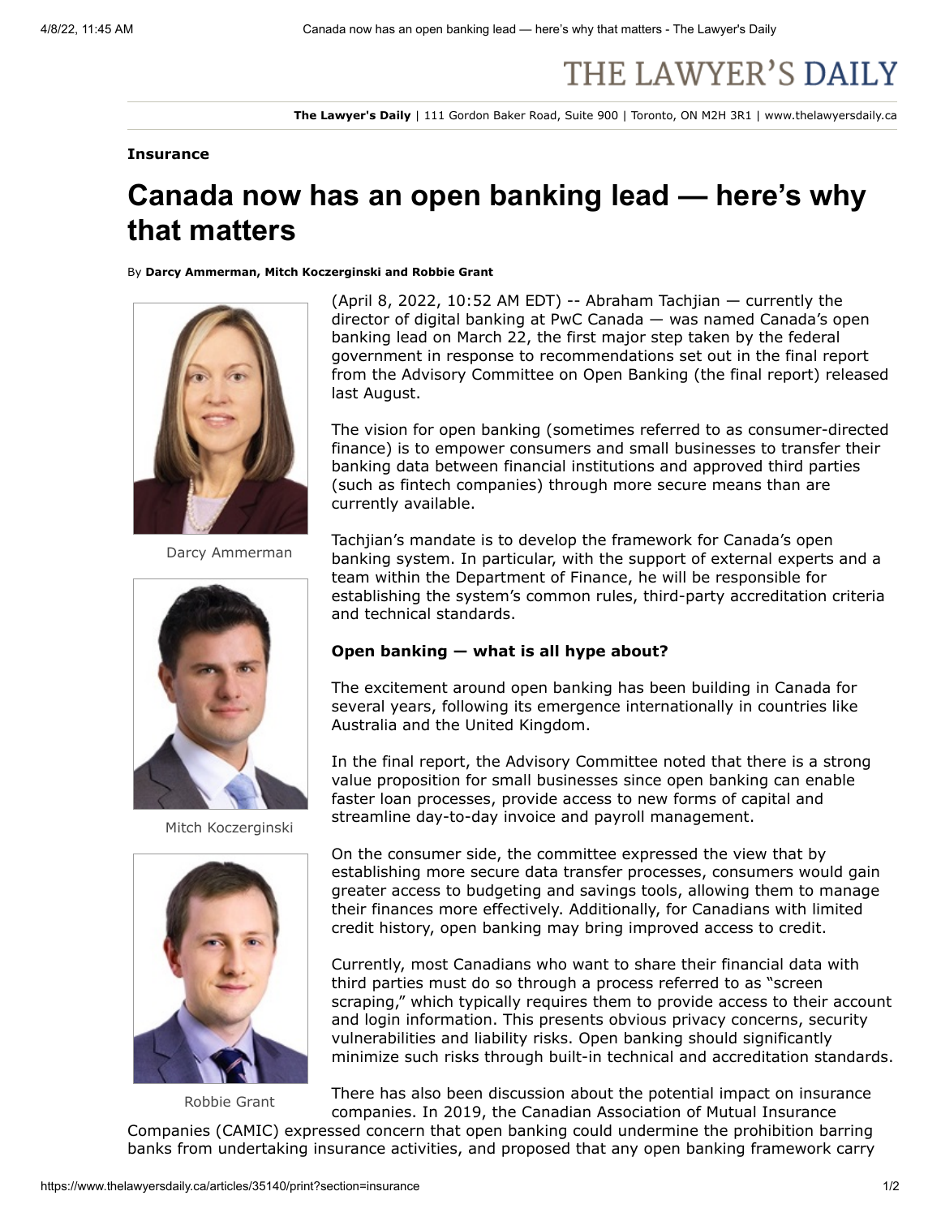**Insurance**

# Canada now has an open banking lead — here's why that matters

By **Darcy Ammerman, Mitch Koczerginski and Robbie Grant**

Darcy Ammerman

Mitch Koczerginski

Robbie Grant

(April 8, 2022, 10:52 AM EDT) -- Abraham Tachjian — currently the director of digital banking at PwC Canada — was named Canada's open banking lead on March 22, the first major step taken by the federal government in response to recommendations set out in the final report from the Advisory Committee on Open Banking (the final report) released last August.

The vision for open banking (sometimes referred to as consumer-directed finance) is to empower consumers and small businesses to transfer their banking data between financial institutions and approved third parties (such as fintech companies) through more secure means than are currently available.

Tachjian's mandate is to develop the framework for Canada's open banking system. In particular, with the support of external experts and a team within the Department of Finance, he will be responsible for establishing the system's common rules, third-party accreditation criteria and technical standards.

**Open banking — what is all hype about?**

The excitement around open banking has been building in Canada for several years, following its emergence internationally in countries like Australia and the United Kingdom.

In the final report, the Advisory Committee noted that there is a strong value proposition for small businesses since open banking can enable faster loan processes, provide access to new forms of capital and streamline day-to-day invoice and payroll management.

On the consumer side, the committee expressed the view that by establishing more secure data transfer processes, consumers would gain greater access to budgeting and savings tools, allowing them to manage their finances more effectively. Additionally, for Canadians with limited credit history, open banking may bring improved access to credit.

Currently, most Canadians who want to share their financial data with third parties must do so through a process referred to as "screen scraping," which typically requires them to provide access to their account and login information. This presents obvious privacy concerns, security vulnerabilities and liability risks. Open banking should significantly minimize such risks through built-in technical and accreditation standards.

There has also been discussion about the potential impact on insurance companies. In 2019, the Canadian Association of Mutual Insurance Companies (CAMIC) expressed concern that open banking could undermine the prohibition barring banks from undertaking insurance activities, and proposed that any open banking framework carry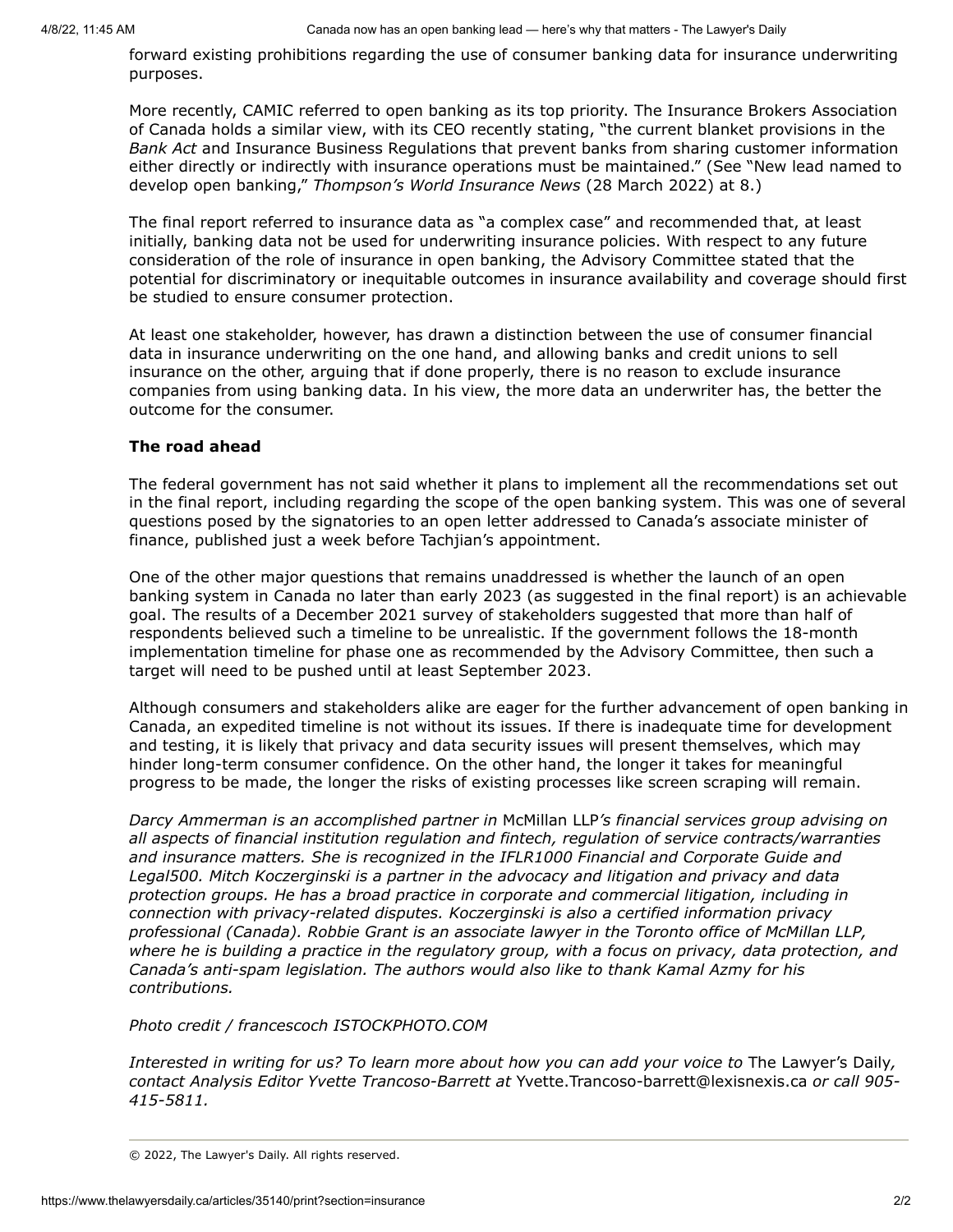forward existing prohibitions regarding the use of consumer banking data for insurance underwriting purposes.

More recently, CAMIC referred to open banking as its top priority. The Insurance Brokers Association of Canada holds a similar view, with its CEO recently stating, "the current blanket provisions in the *Bank Act* and Insurance Business Regulations that prevent banks from sharing customer information either directly or indirectly with insurance operations must be maintained." (See "New lead named to develop open banking," *Thompson's World Insurance News* (28 March 2022) at 8.)

The final report referred to insurance data as "a complex case" and recommended that, at least initially, banking data not be used for underwriting insurance policies. With respect to any future consideration of the role of insurance in open banking, the Advisory Committee stated that the potential for discriminatory or inequitable outcomes in insurance availability and coverage should first be studied to ensure consumer protection.

At least one stakeholder, however, has drawn a distinction between the use of consumer financial data in insurance underwriting on the one hand, and allowing banks and credit unions to sell insurance on the other, arguing that if done properly, there is no reason to exclude insurance companies from using banking data. In his view, the more data an underwriter has, the better the outcome for the consumer.

**The road ahead**

The federal government has not said whether it plans to implement all the recommendations set out in the final report, including regarding the scope of the open banking system. This was one of several questions posed by the signatories to an open letter addressed to Canada's associate minister of finance, published just a week before Tachjian's appointment.

One of the other major questions that remains unaddressed is whether the launch of an open banking system in Canada no later than early 2023 (as suggested in the final report) is an achievable goal. The results of a December 2021 survey of stakeholders suggested that more than half of respondents believed such a timeline to be unrealistic. If the government follows the 18-month implementation timeline for phase one as recommended by the Advisory Committee, then such a target will need to be pushed until at least September 2023.

Although consumers and stakeholders alike are eager for the further advancement of open banking in Canada, an expedited timeline is not without its issues. If there is inadequate time for development and testing, it is likely that privacy and data security issues will present themselves, which may hinder long-term consumer confidence. On the other hand, the longer it takes for meaningful progress to be made, the longer the risks of existing processes like screen scraping will remain.

*Darcy Ammerman is an accomplished partner in* McMillan LLP*'s financial services group advising on all aspects of financial institution regulation and fintech, regulation of service contracts/warranties and insurance matters. She is recognized in the IFLR1000 Financial and Corporate Guide and Legal500. Mitch Koczerginski is a partner in the advocacy and litigation and privacy and data protection groups. He has a broad practice in corporate and commercial litigation, including in connection with privacy-related disputes. Koczerginski is also a certified information privacy professional (Canada). Robbie Grant is an associate lawyer in the Toronto office of McMillan LLP, where he is building a practice in the regulatory group, with a focus on privacy, data protection, and Canada's anti-spam legislation. The authors would also like to thank Kamal Azmy for his contributions.*

*Photo credit / francescoch ISTOCKPHOTO.COM*

*Interested in writing for us? To learn more about how you can add your voice to* The Lawyer's Daily*, contact Analysis Editor Yvette Trancoso-Barrett at* Yvette.Trancoso-barrett@lexisnexis.ca *or call 905-415-5811.*

© 2022, The Lawyer's Daily. All rights reserved.